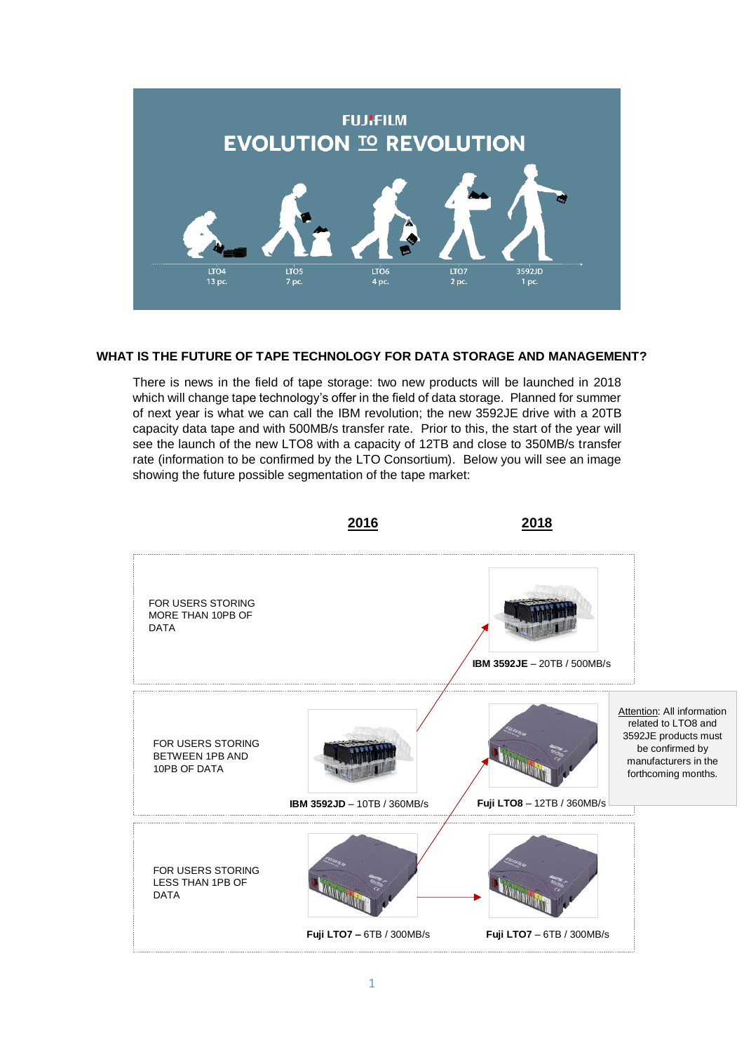FUJIFILM

EVOLUTION TO REVOLUTION

LTO4 13 pc. | LTO5 7 pc. | LTO6 4 pc. | LTO7 2 pc. | 3592JD 1 pc.

## WHAT IS THE FUTURE OF TAPE TECHNOLOGY FOR DATA STORAGE AND MANAGEMENT?

There is news in the field of tape storage: two new products will be launched in 2018 which will change tape technology's offer in the field of data storage. Planned for summer of next year is what we can call the IBM revolution; the new 3592JE drive with a 20TB capacity data tape and with 500MB/s transfer rate. Prior to this, the start of the year will see the launch of the new LTO8 with a capacity of 12TB and close to 350MB/s transfer rate (information to be confirmed by the LTO Consortium). Below you will see an image showing the future possible segmentation of the tape market:

| | **2016** | **2018** |
|---|---|---|
| FOR USERS STORING MORE THAN 10PB OF DATA | | **IBM 3592JE** – 20TB / 500MB/s |
| FOR USERS STORING BETWEEN 1PB AND 10PB OF DATA | **IBM 3592JD** – 10TB / 360MB/s | **Fuji LTO8** – 12TB / 360MB/s |
| FOR USERS STORING LESS THAN 1PB OF DATA | **Fuji LTO7 –** 6TB / 300MB/s | **Fuji LTO7** – 6TB / 300MB/s |

Attention: All information related to LTO8 and 3592JE products must be confirmed by manufacturers in the forthcoming months.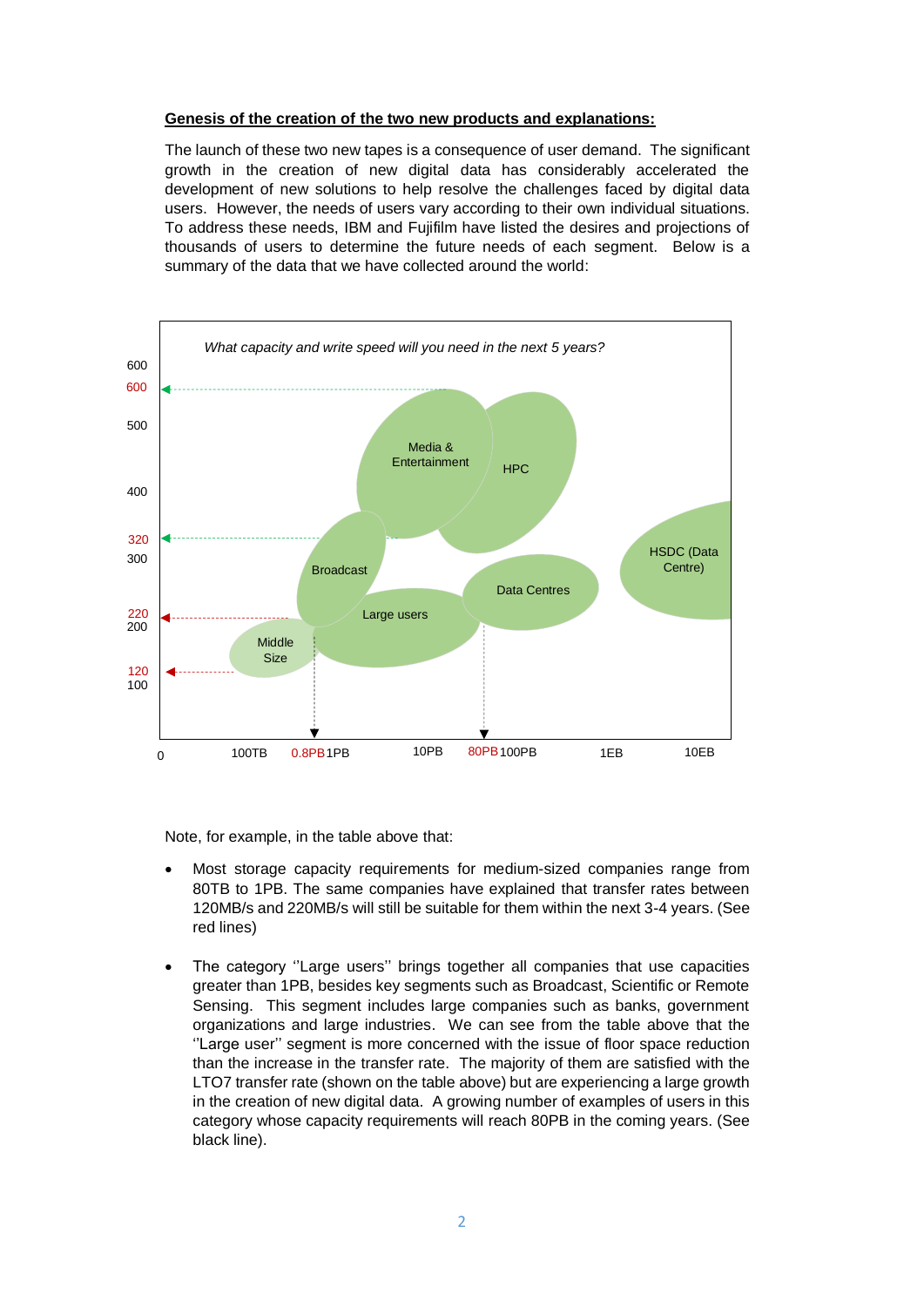**Genesis of the creation of the two new products and explanations:**

The launch of these two new tapes is a consequence of user demand. The significant growth in the creation of new digital data has considerably accelerated the development of new solutions to help resolve the challenges faced by digital data users. However, the needs of users vary according to their own individual situations. To address these needs, IBM and Fujifilm have listed the desires and projections of thousands of users to determine the future needs of each segment. Below is a summary of the data that we have collected around the world:

*What capacity and write speed will you need in the next 5 years?*

Note, for example, in the table above that:

- Most storage capacity requirements for medium-sized companies range from 80TB to 1PB. The same companies have explained that transfer rates between 120MB/s and 220MB/s will still be suitable for them within the next 3-4 years. (See red lines)
- The category ''Large users'' brings together all companies that use capacities greater than 1PB, besides key segments such as Broadcast, Scientific or Remote Sensing. This segment includes large companies such as banks, government organizations and large industries. We can see from the table above that the ''Large user'' segment is more concerned with the issue of floor space reduction than the increase in the transfer rate. The majority of them are satisfied with the LTO7 transfer rate (shown on the table above) but are experiencing a large growth in the creation of new digital data. A growing number of examples of users in this category whose capacity requirements will reach 80PB in the coming years. (See black line).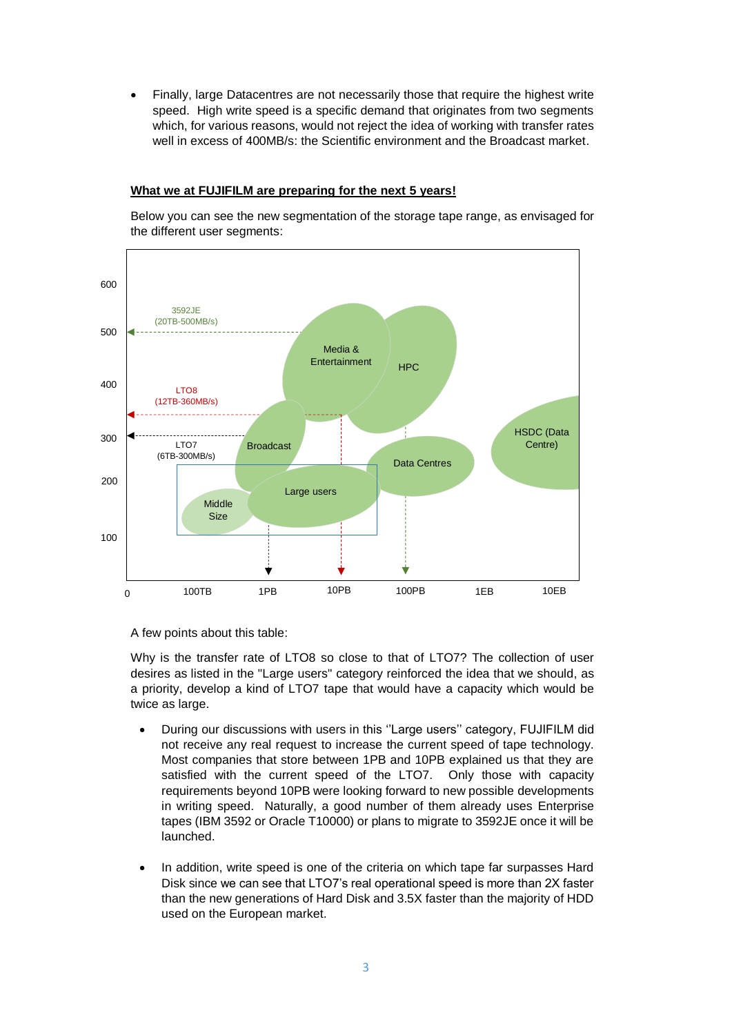- Finally, large Datacentres are not necessarily those that require the highest write speed. High write speed is a specific demand that originates from two segments which, for various reasons, would not reject the idea of working with transfer rates well in excess of 400MB/s: the Scientific environment and the Broadcast market.

**What we at FUJIFILM are preparing for the next 5 years!**

Below you can see the new segmentation of the storage tape range, as envisaged for the different user segments:

A few points about this table:

Why is the transfer rate of LTO8 so close to that of LTO7? The collection of user desires as listed in the "Large users" category reinforced the idea that we should, as a priority, develop a kind of LTO7 tape that would have a capacity which would be twice as large.

- During our discussions with users in this ''Large users'' category, FUJIFILM did not receive any real request to increase the current speed of tape technology. Most companies that store between 1PB and 10PB explained us that they are satisfied with the current speed of the LTO7. Only those with capacity requirements beyond 10PB were looking forward to new possible developments in writing speed. Naturally, a good number of them already uses Enterprise tapes (IBM 3592 or Oracle T10000) or plans to migrate to 3592JE once it will be launched.

- In addition, write speed is one of the criteria on which tape far surpasses Hard Disk since we can see that LTO7's real operational speed is more than 2X faster than the new generations of Hard Disk and 3.5X faster than the majority of HDD used on the European market.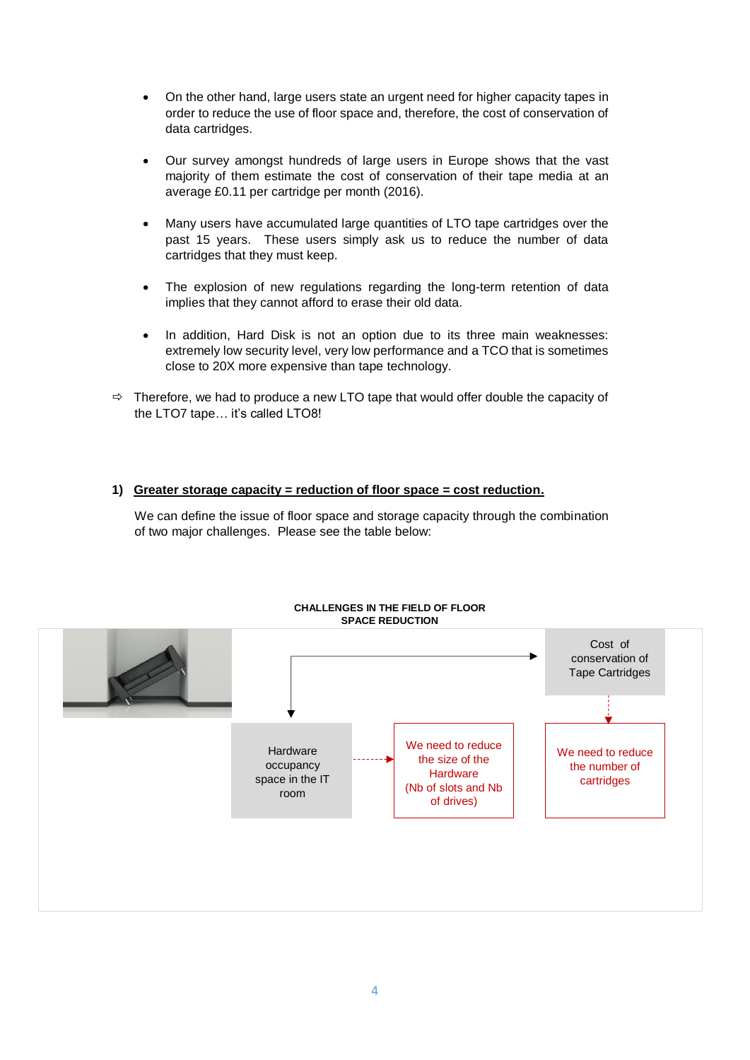- On the other hand, large users state an urgent need for higher capacity tapes in order to reduce the use of floor space and, therefore, the cost of conservation of data cartridges.

- Our survey amongst hundreds of large users in Europe shows that the vast majority of them estimate the cost of conservation of their tape media at an average £0.11 per cartridge per month (2016).

- Many users have accumulated large quantities of LTO tape cartridges over the past 15 years. These users simply ask us to reduce the number of data cartridges that they must keep.

- The explosion of new regulations regarding the long-term retention of data implies that they cannot afford to erase their old data.

- In addition, Hard Disk is not an option due to its three main weaknesses: extremely low security level, very low performance and a TCO that is sometimes close to 20X more expensive than tape technology.

⇨ Therefore, we had to produce a new LTO tape that would offer double the capacity of the LTO7 tape… it's called LTO8!

**1) <u>Greater storage capacity = reduction of floor space = cost reduction.</u>**

We can define the issue of floor space and storage capacity through the combination of two major challenges. Please see the table below:

**CHALLENGES IN THE FIELD OF FLOOR SPACE REDUCTION**

Hardware occupancy space in the IT room → We need to reduce the size of the Hardware (Nb of slots and Nb of drives)

Cost of conservation of Tape Cartridges → We need to reduce the number of cartridges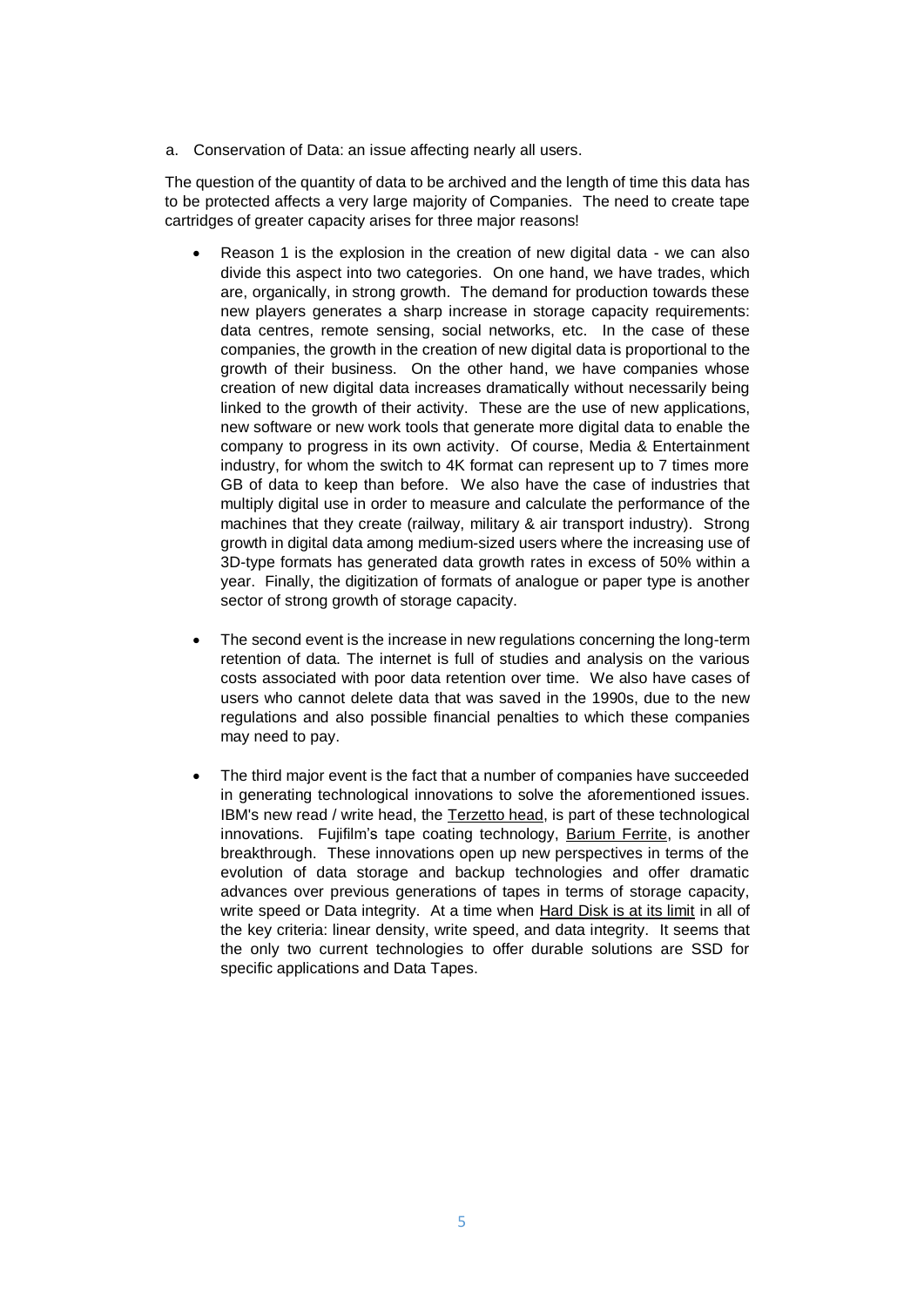a. Conservation of Data: an issue affecting nearly all users.

The question of the quantity of data to be archived and the length of time this data has to be protected affects a very large majority of Companies. The need to create tape cartridges of greater capacity arises for three major reasons!

- Reason 1 is the explosion in the creation of new digital data - we can also divide this aspect into two categories. On one hand, we have trades, which are, organically, in strong growth. The demand for production towards these new players generates a sharp increase in storage capacity requirements: data centres, remote sensing, social networks, etc. In the case of these companies, the growth in the creation of new digital data is proportional to the growth of their business. On the other hand, we have companies whose creation of new digital data increases dramatically without necessarily being linked to the growth of their activity. These are the use of new applications, new software or new work tools that generate more digital data to enable the company to progress in its own activity. Of course, Media & Entertainment industry, for whom the switch to 4K format can represent up to 7 times more GB of data to keep than before. We also have the case of industries that multiply digital use in order to measure and calculate the performance of the machines that they create (railway, military & air transport industry). Strong growth in digital data among medium-sized users where the increasing use of 3D-type formats has generated data growth rates in excess of 50% within a year. Finally, the digitization of formats of analogue or paper type is another sector of strong growth of storage capacity.

- The second event is the increase in new regulations concerning the long-term retention of data. The internet is full of studies and analysis on the various costs associated with poor data retention over time. We also have cases of users who cannot delete data that was saved in the 1990s, due to the new regulations and also possible financial penalties to which these companies may need to pay.

- The third major event is the fact that a number of companies have succeeded in generating technological innovations to solve the aforementioned issues. IBM's new read / write head, the Terzetto head, is part of these technological innovations. Fujifilm's tape coating technology, Barium Ferrite, is another breakthrough. These innovations open up new perspectives in terms of the evolution of data storage and backup technologies and offer dramatic advances over previous generations of tapes in terms of storage capacity, write speed or Data integrity. At a time when Hard Disk is at its limit in all of the key criteria: linear density, write speed, and data integrity. It seems that the only two current technologies to offer durable solutions are SSD for specific applications and Data Tapes.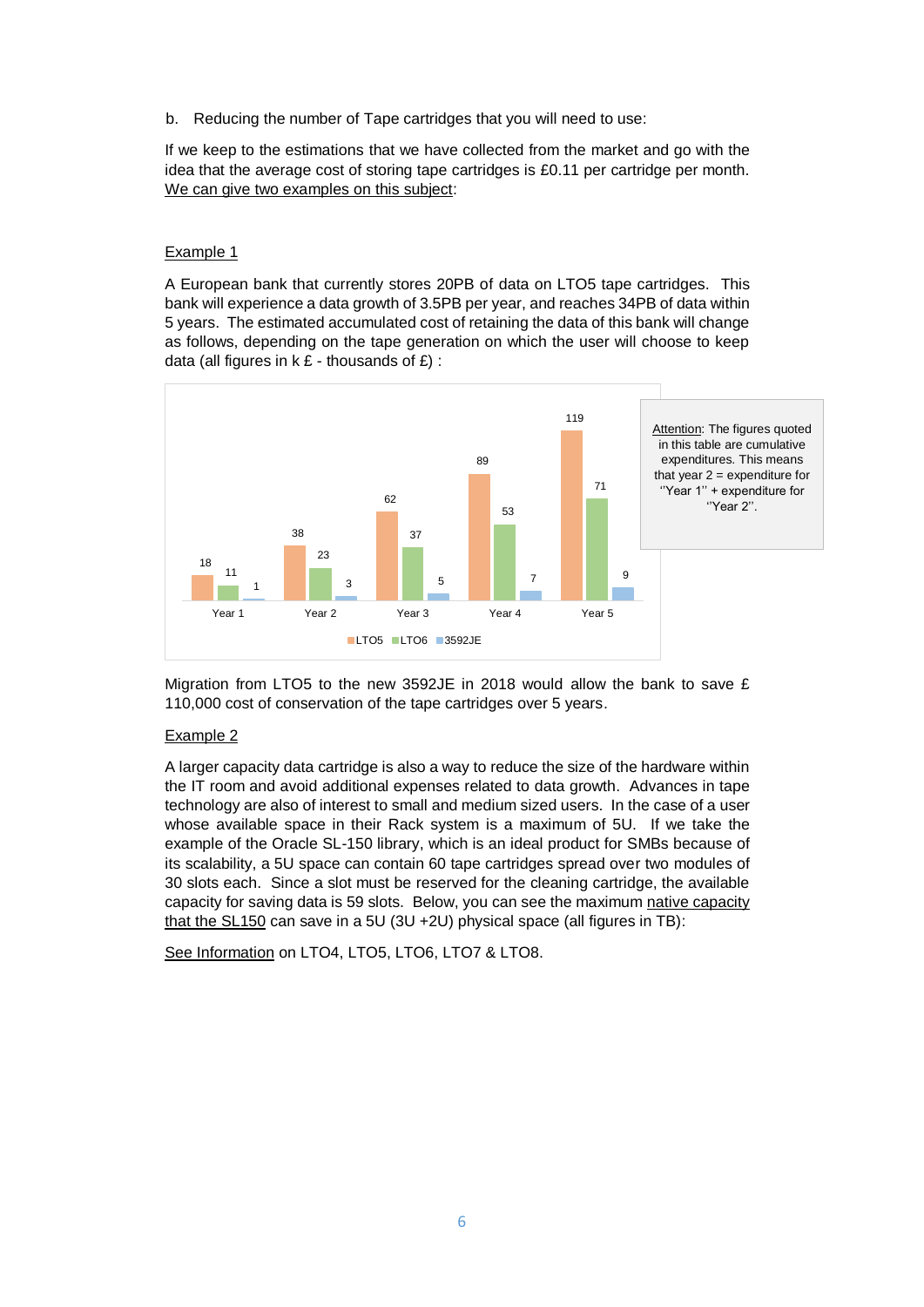b. Reducing the number of Tape cartridges that you will need to use:

If we keep to the estimations that we have collected from the market and go with the idea that the average cost of storing tape cartridges is £0.11 per cartridge per month. We can give two examples on this subject:

Example 1

A European bank that currently stores 20PB of data on LTO5 tape cartridges. This bank will experience a data growth of 3.5PB per year, and reaches 34PB of data within 5 years. The estimated accumulated cost of retaining the data of this bank will change as follows, depending on the tape generation on which the user will choose to keep data (all figures in k £ - thousands of £) :

| | LTO5 | LTO6 | 3592JE |
|---|---|---|---|
| Year 1 | 18 | 11 | 1 |
| Year 2 | 38 | 23 | 3 |
| Year 3 | 62 | 37 | 5 |
| Year 4 | 89 | 53 | 7 |
| Year 5 | 119 | 71 | 9 |

Attention: The figures quoted in this table are cumulative expenditures. This means that year 2 = expenditure for "Year 1" + expenditure for "Year 2".

Migration from LTO5 to the new 3592JE in 2018 would allow the bank to save £ 110,000 cost of conservation of the tape cartridges over 5 years.

Example 2

A larger capacity data cartridge is also a way to reduce the size of the hardware within the IT room and avoid additional expenses related to data growth. Advances in tape technology are also of interest to small and medium sized users. In the case of a user whose available space in their Rack system is a maximum of 5U. If we take the example of the Oracle SL-150 library, which is an ideal product for SMBs because of its scalability, a 5U space can contain 60 tape cartridges spread over two modules of 30 slots each. Since a slot must be reserved for the cleaning cartridge, the available capacity for saving data is 59 slots. Below, you can see the maximum native capacity that the SL150 can save in a 5U (3U +2U) physical space (all figures in TB):

See Information on LTO4, LTO5, LTO6, LTO7 & LTO8.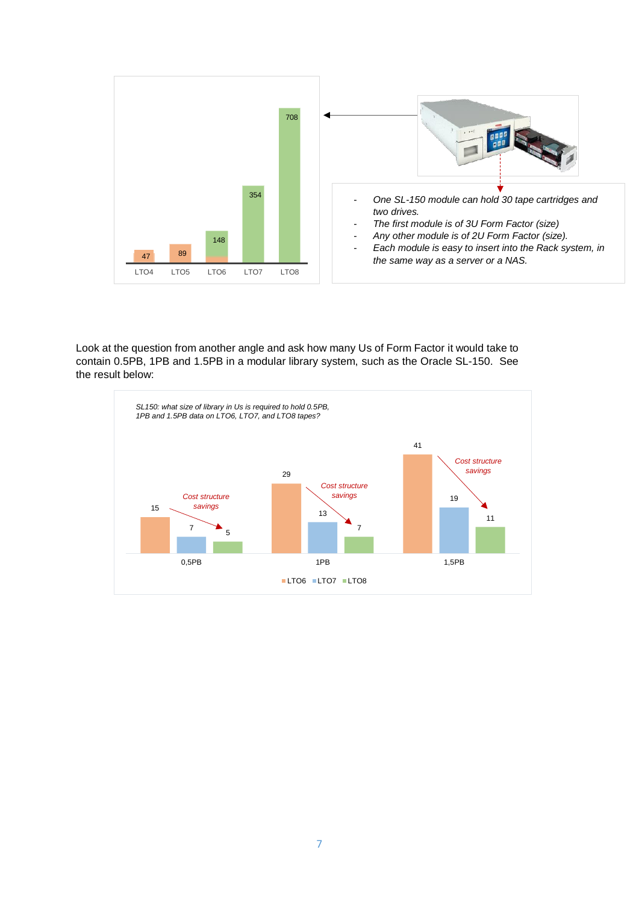| LTO4 | LTO5 | LTO6 | LTO7 | LTO8 |
|---|---|---|---|---|
| 47 | 89 | 148 | 354 | 708 |

- *One SL-150 module can hold 30 tape cartridges and two drives.*
- *The first module is of 3U Form Factor (size)*
- *Any other module is of 2U Form Factor (size).*
- *Each module is easy to insert into the Rack system, in the same way as a server or a NAS.*

Look at the question from another angle and ask how many Us of Form Factor it would take to contain 0.5PB, 1PB and 1.5PB in a modular library system, such as the Oracle SL-150. See the result below:

*SL150: what size of library in Us is required to hold 0.5PB, 1PB and 1.5PB data on LTO6, LTO7, and LTO8 tapes?*

| | LTO6 | LTO7 | LTO8 |
|---|---|---|---|
| 0,5PB | 15 | 7 | 5 |
| 1PB | 29 | 13 | 7 |
| 1,5PB | 41 | 19 | 11 |

*Cost structure savings*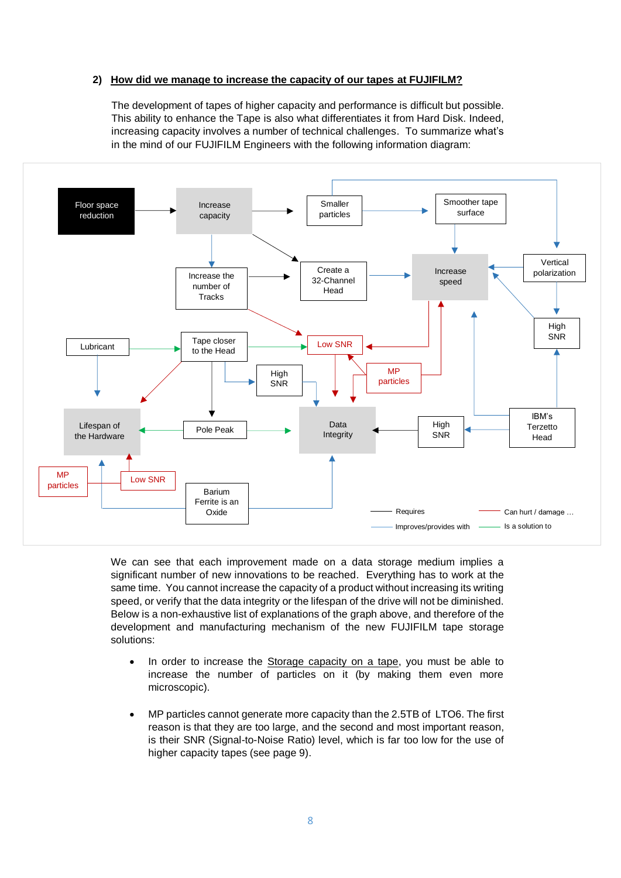## 2) How did we manage to increase the capacity of our tapes at FUJIFILM?

The development of tapes of higher capacity and performance is difficult but possible. This ability to enhance the Tape is also what differentiates it from Hard Disk. Indeed, increasing capacity involves a number of technical challenges. To summarize what's in the mind of our FUJIFILM Engineers with the following information diagram:

We can see that each improvement made on a data storage medium implies a significant number of new innovations to be reached. Everything has to work at the same time. You cannot increase the capacity of a product without increasing its writing speed, or verify that the data integrity or the lifespan of the drive will not be diminished. Below is a non-exhaustive list of explanations of the graph above, and therefore of the development and manufacturing mechanism of the new FUJIFILM tape storage solutions:

- In order to increase the <u>Storage capacity on a tape</u>, you must be able to increase the number of particles on it (by making them even more microscopic).

- MP particles cannot generate more capacity than the 2.5TB of LTO6. The first reason is that they are too large, and the second and most important reason, is their SNR (Signal-to-Noise Ratio) level, which is far too low for the use of higher capacity tapes (see page 9).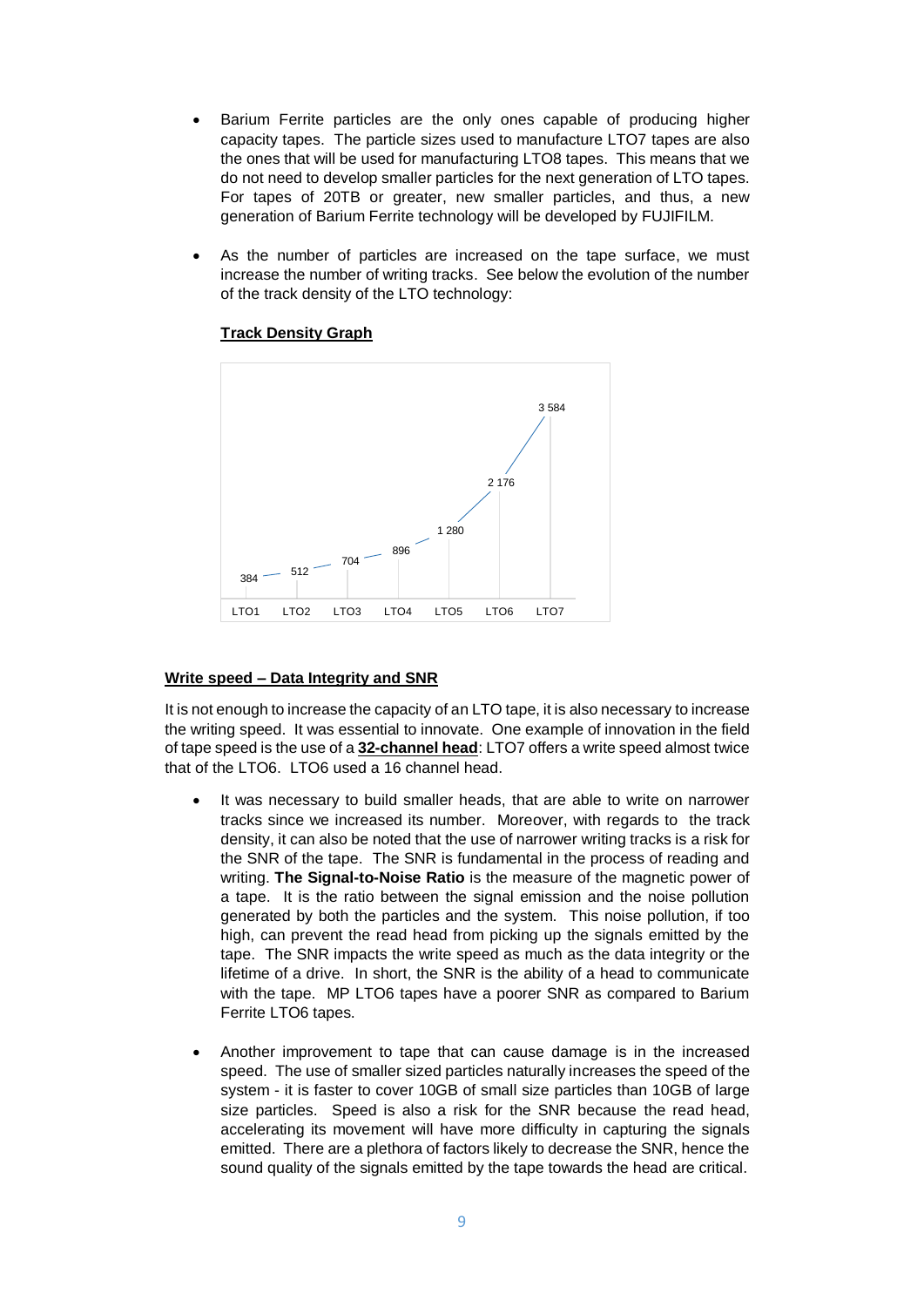- Barium Ferrite particles are the only ones capable of producing higher capacity tapes. The particle sizes used to manufacture LTO7 tapes are also the ones that will be used for manufacturing LTO8 tapes. This means that we do not need to develop smaller particles for the next generation of LTO tapes. For tapes of 20TB or greater, new smaller particles, and thus, a new generation of Barium Ferrite technology will be developed by FUJIFILM.

- As the number of particles are increased on the tape surface, we must increase the number of writing tracks. See below the evolution of the number of the track density of the LTO technology:

**Track Density Graph**

| LTO1 | LTO2 | LTO3 | LTO4 | LTO5 | LTO6 | LTO7 |
|---|---|---|---|---|---|---|
| 384 | 512 | 704 | 896 | 1 280 | 2 176 | 3 584 |

**Write speed – Data Integrity and SNR**

It is not enough to increase the capacity of an LTO tape, it is also necessary to increase the writing speed. It was essential to innovate. One example of innovation in the field of tape speed is the use of a **32-channel head**: LTO7 offers a write speed almost twice that of the LTO6. LTO6 used a 16 channel head.

- It was necessary to build smaller heads, that are able to write on narrower tracks since we increased its number. Moreover, with regards to the track density, it can also be noted that the use of narrower writing tracks is a risk for the SNR of the tape. The SNR is fundamental in the process of reading and writing. **The Signal-to-Noise Ratio** is the measure of the magnetic power of a tape. It is the ratio between the signal emission and the noise pollution generated by both the particles and the system. This noise pollution, if too high, can prevent the read head from picking up the signals emitted by the tape. The SNR impacts the write speed as much as the data integrity or the lifetime of a drive. In short, the SNR is the ability of a head to communicate with the tape. MP LTO6 tapes have a poorer SNR as compared to Barium Ferrite LTO6 tapes.

- Another improvement to tape that can cause damage is in the increased speed. The use of smaller sized particles naturally increases the speed of the system - it is faster to cover 10GB of small size particles than 10GB of large size particles. Speed is also a risk for the SNR because the read head, accelerating its movement will have more difficulty in capturing the signals emitted. There are a plethora of factors likely to decrease the SNR, hence the sound quality of the signals emitted by the tape towards the head are critical.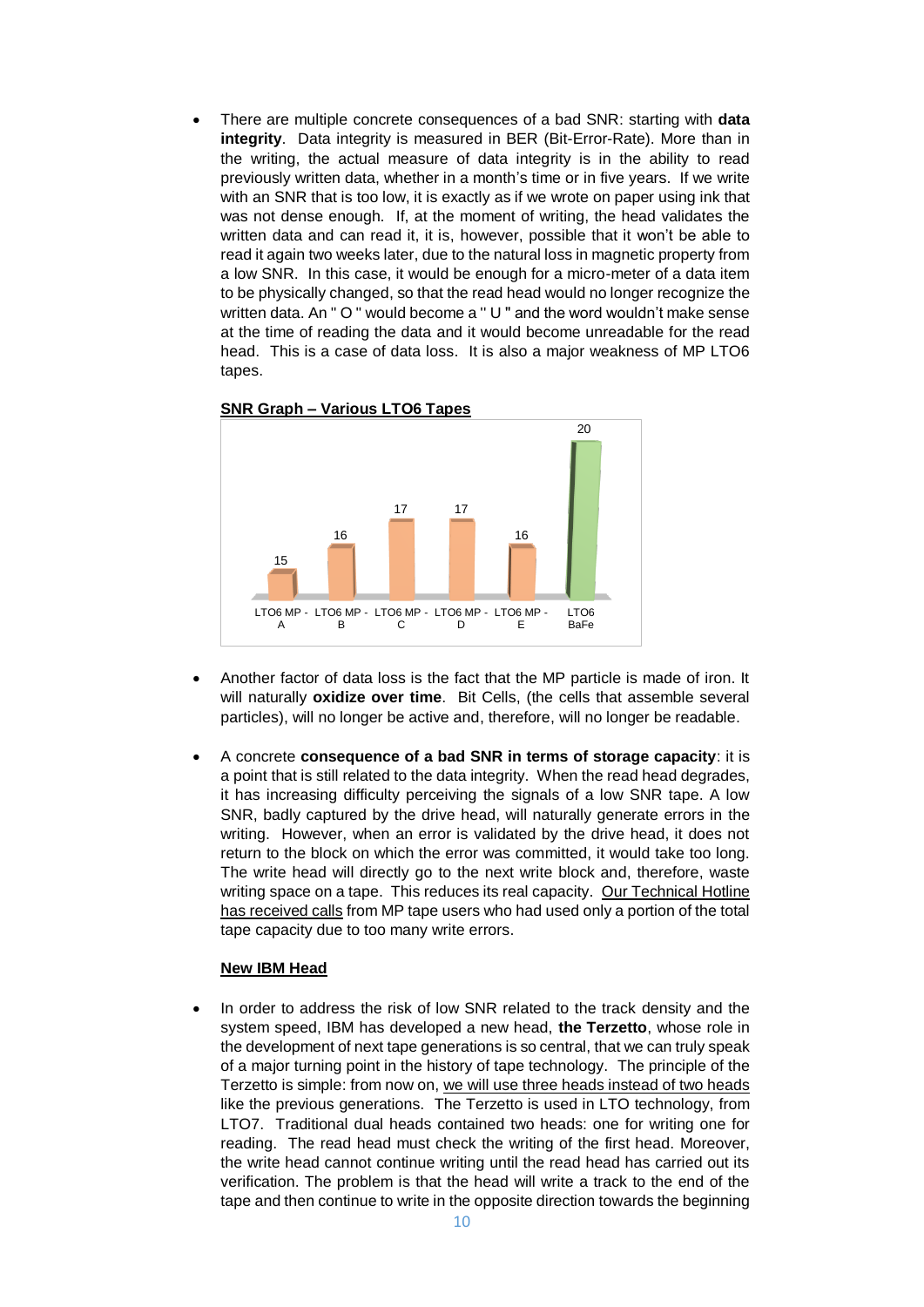- There are multiple concrete consequences of a bad SNR: starting with **data integrity**. Data integrity is measured in BER (Bit-Error-Rate). More than in the writing, the actual measure of data integrity is in the ability to read previously written data, whether in a month's time or in five years. If we write with an SNR that is too low, it is exactly as if we wrote on paper using ink that was not dense enough. If, at the moment of writing, the head validates the written data and can read it, it is, however, possible that it won't be able to read it again two weeks later, due to the natural loss in magnetic property from a low SNR. In this case, it would be enough for a micro-meter of a data item to be physically changed, so that the read head would no longer recognize the written data. An " O " would become a " U " and the word wouldn't make sense at the time of reading the data and it would become unreadable for the read head. This is a case of data loss. It is also a major weakness of MP LTO6 tapes.

**SNR Graph – Various LTO6 Tapes**

| LTO6 MP - A | LTO6 MP - B | LTO6 MP - C | LTO6 MP - D | LTO6 MP - E | LTO6 BaFe |
|---|---|---|---|---|---|
| 15 | 16 | 17 | 17 | 16 | 20 |

- Another factor of data loss is the fact that the MP particle is made of iron. It will naturally **oxidize over time**. Bit Cells, (the cells that assemble several particles), will no longer be active and, therefore, will no longer be readable.

- A concrete **consequence of a bad SNR in terms of storage capacity**: it is a point that is still related to the data integrity. When the read head degrades, it has increasing difficulty perceiving the signals of a low SNR tape. A low SNR, badly captured by the drive head, will naturally generate errors in the writing. However, when an error is validated by the drive head, it does not return to the block on which the error was committed, it would take too long. The write head will directly go to the next write block and, therefore, waste writing space on a tape. This reduces its real capacity. Our Technical Hotline has received calls from MP tape users who had used only a portion of the total tape capacity due to too many write errors.

**New IBM Head**

- In order to address the risk of low SNR related to the track density and the system speed, IBM has developed a new head, **the Terzetto**, whose role in the development of next tape generations is so central, that we can truly speak of a major turning point in the history of tape technology. The principle of the Terzetto is simple: from now on, we will use three heads instead of two heads like the previous generations. The Terzetto is used in LTO technology, from LTO7. Traditional dual heads contained two heads: one for writing one for reading. The read head must check the writing of the first head. Moreover, the write head cannot continue writing until the read head has carried out its verification. The problem is that the head will write a track to the end of the tape and then continue to write in the opposite direction towards the beginning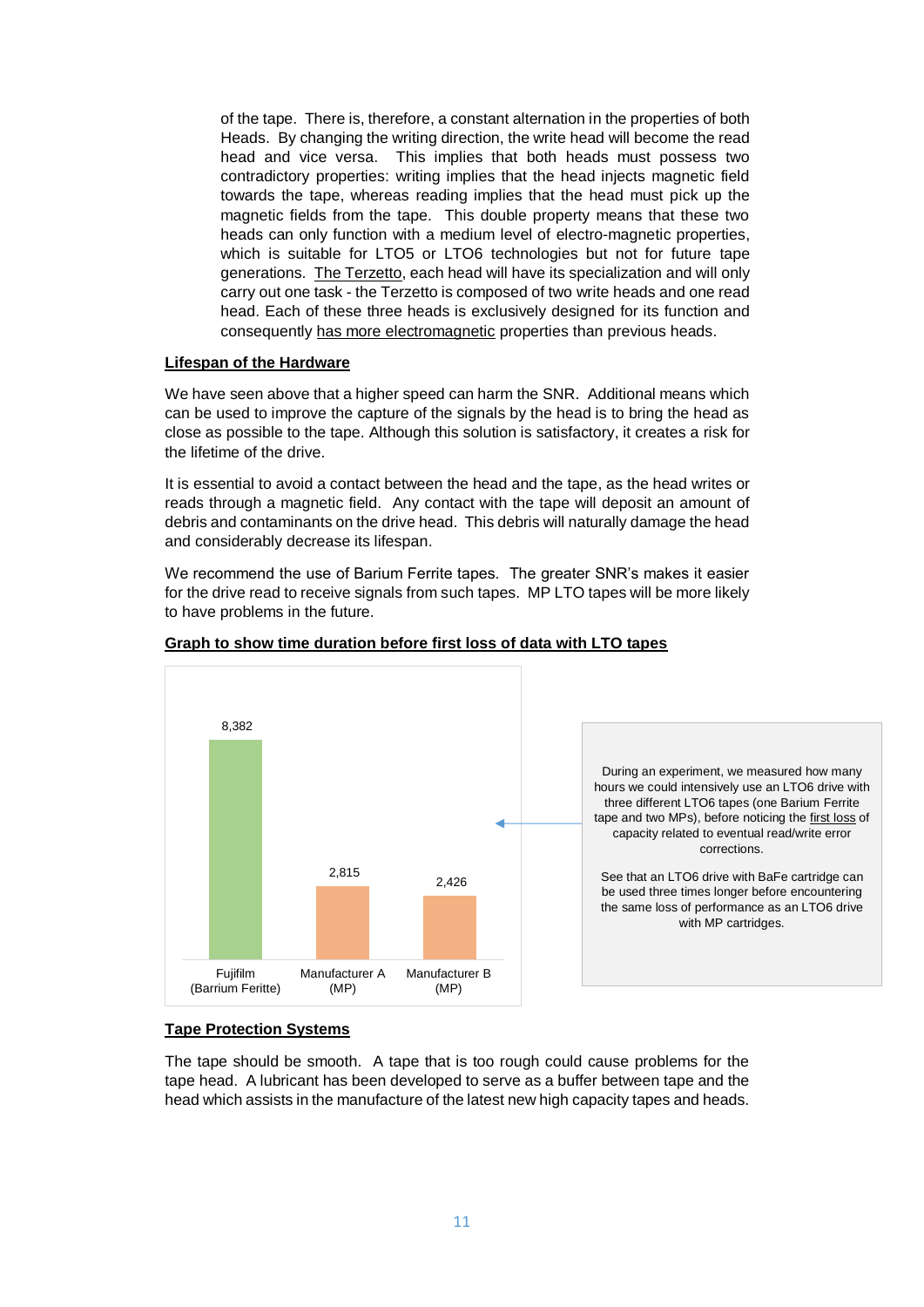of the tape. There is, therefore, a constant alternation in the properties of both Heads. By changing the writing direction, the write head will become the read head and vice versa. This implies that both heads must possess two contradictory properties: writing implies that the head injects magnetic field towards the tape, whereas reading implies that the head must pick up the magnetic fields from the tape. This double property means that these two heads can only function with a medium level of electro-magnetic properties, which is suitable for LTO5 or LTO6 technologies but not for future tape generations. The Terzetto, each head will have its specialization and will only carry out one task - the Terzetto is composed of two write heads and one read head. Each of these three heads is exclusively designed for its function and consequently has more electromagnetic properties than previous heads.

**Lifespan of the Hardware**

We have seen above that a higher speed can harm the SNR. Additional means which can be used to improve the capture of the signals by the head is to bring the head as close as possible to the tape. Although this solution is satisfactory, it creates a risk for the lifetime of the drive.

It is essential to avoid a contact between the head and the tape, as the head writes or reads through a magnetic field. Any contact with the tape will deposit an amount of debris and contaminants on the drive head. This debris will naturally damage the head and considerably decrease its lifespan.

We recommend the use of Barium Ferrite tapes. The greater SNR's makes it easier for the drive read to receive signals from such tapes. MP LTO tapes will be more likely to have problems in the future.

**Graph to show time duration before first loss of data with LTO tapes**

| Tape | Hours |
|---|---|
| Fujifilm (Barrium Feritte) | 8,382 |
| Manufacturer A (MP) | 2,815 |
| Manufacturer B (MP) | 2,426 |

During an experiment, we measured how many hours we could intensively use an LTO6 drive with three different LTO6 tapes (one Barium Ferrite tape and two MPs), before noticing the first loss of capacity related to eventual read/write error corrections.

See that an LTO6 drive with BaFe cartridge can be used three times longer before encountering the same loss of performance as an LTO6 drive with MP cartridges.

**Tape Protection Systems**

The tape should be smooth. A tape that is too rough could cause problems for the tape head. A lubricant has been developed to serve as a buffer between tape and the head which assists in the manufacture of the latest new high capacity tapes and heads.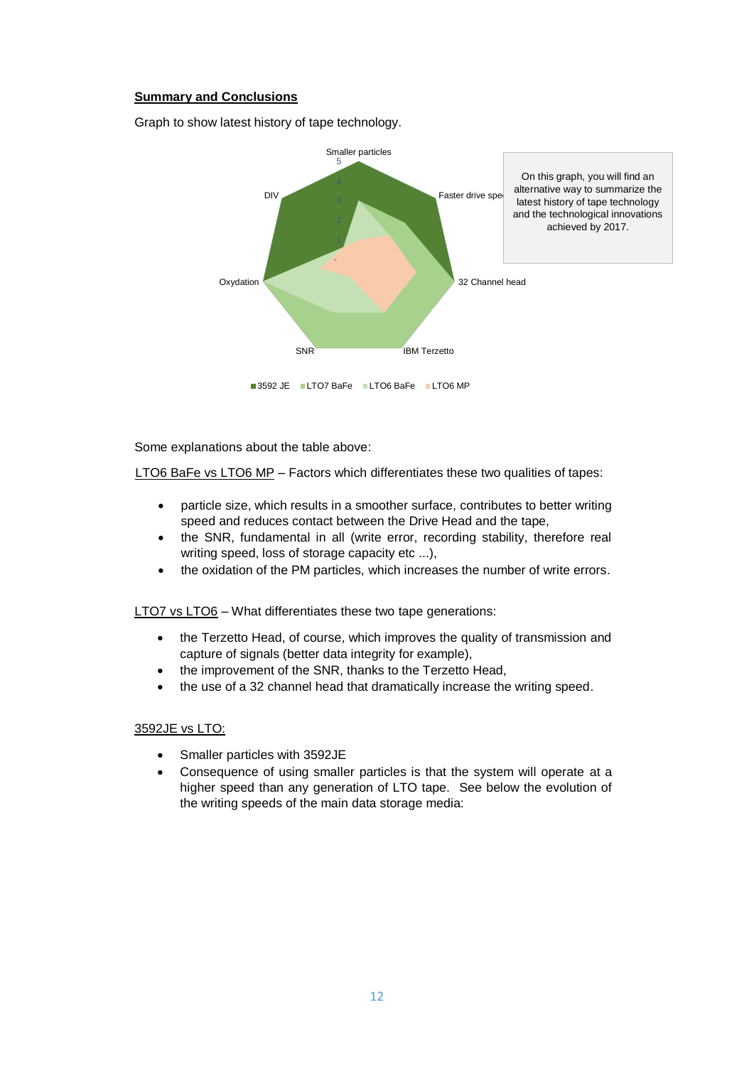**Summary and Conclusions**

Graph to show latest history of tape technology.

On this graph, you will find an alternative way to summarize the latest history of tape technology and the technological innovations achieved by 2017.

Some explanations about the table above:

LTO6 BaFe vs LTO6 MP – Factors which differentiates these two qualities of tapes:

- particle size, which results in a smoother surface, contributes to better writing speed and reduces contact between the Drive Head and the tape,
- the SNR, fundamental in all (write error, recording stability, therefore real writing speed, loss of storage capacity etc ...),
- the oxidation of the PM particles, which increases the number of write errors.

LTO7 vs LTO6 – What differentiates these two tape generations:

- the Terzetto Head, of course, which improves the quality of transmission and capture of signals (better data integrity for example),
- the improvement of the SNR, thanks to the Terzetto Head,
- the use of a 32 channel head that dramatically increase the writing speed.

3592JE vs LTO:

- Smaller particles with 3592JE
- Consequence of using smaller particles is that the system will operate at a higher speed than any generation of LTO tape. See below the evolution of the writing speeds of the main data storage media: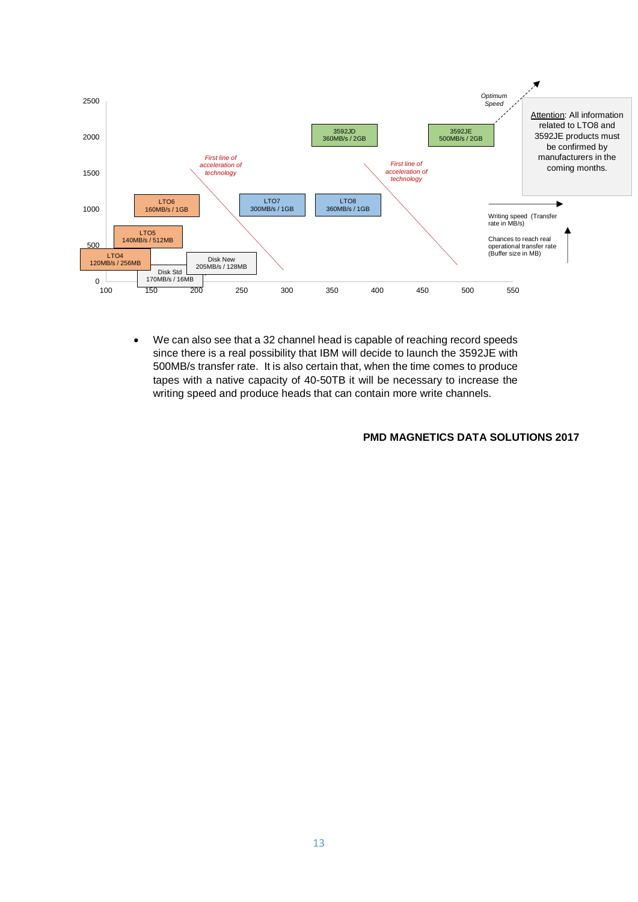2500

2000

1500

1000

500

0

100 150 200 250 300 350 400 450 500 550

LTO4
120MB/s / 256MB

LTO5
140MB/s / 512MB

LTO6
160MB/s / 1GB

Disk Std
170MB/s / 16MB

Disk New
205MB/s / 128MB

LTO7
300MB/s / 1GB

LTO8
360MB/s / 1GB

3592JD
360MB/s / 2GB

3592JE
500MB/s / 2GB

*First line of acceleration of technology*

*First line of acceleration of technology*

*Optimum Speed*

Writing speed (Transfer rate in MB/s)

Chances to reach real operational transfer rate (Buffer size in MB)

Attention: All information related to LTO8 and 3592JE products must be confirmed by manufacturers in the coming months.

- We can also see that a 32 channel head is capable of reaching record speeds since there is a real possibility that IBM will decide to launch the 3592JE with 500MB/s transfer rate. It is also certain that, when the time comes to produce tapes with a native capacity of 40-50TB it will be necessary to increase the writing speed and produce heads that can contain more write channels.

**PMD MAGNETICS DATA SOLUTIONS 2017**